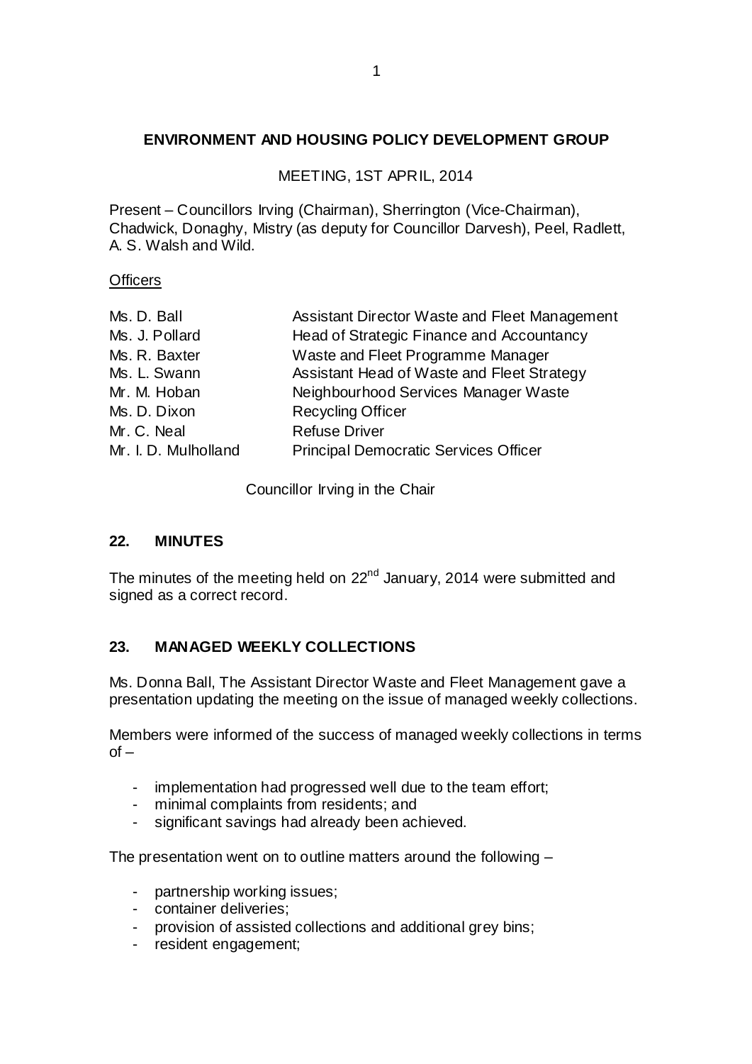**ENVIRONMENT AND HOUSING POLICY DEVELOPMENT GROUP**

MEETING, 1ST APRIL, 2014

Present – Councillors Irving (Chairman), Sherrington (Vice-Chairman), Chadwick, Donaghy, Mistry (as deputy for Councillor Darvesh), Peel, Radlett, A. S. Walsh and Wild.

Officers

| | |
|---|---|
| Ms. D. Ball | Assistant Director Waste and Fleet Management |
| Ms. J. Pollard | Head of Strategic Finance and Accountancy |
| Ms. R. Baxter | Waste and Fleet Programme Manager |
| Ms. L. Swann | Assistant Head of Waste and Fleet Strategy |
| Mr. M. Hoban | Neighbourhood Services Manager Waste |
| Ms. D. Dixon | Recycling Officer |
| Mr. C. Neal | Refuse Driver |
| Mr. I. D. Mulholland | Principal Democratic Services Officer |

Councillor Irving in the Chair

## 22. MINUTES

The minutes of the meeting held on 22nd January, 2014 were submitted and signed as a correct record.

## 23. MANAGED WEEKLY COLLECTIONS

Ms. Donna Ball, The Assistant Director Waste and Fleet Management gave a presentation updating the meeting on the issue of managed weekly collections.

Members were informed of the success of managed weekly collections in terms of –

- implementation had progressed well due to the team effort;
- minimal complaints from residents; and
- significant savings had already been achieved.

The presentation went on to outline matters around the following –

- partnership working issues;
- container deliveries;
- provision of assisted collections and additional grey bins;
- resident engagement;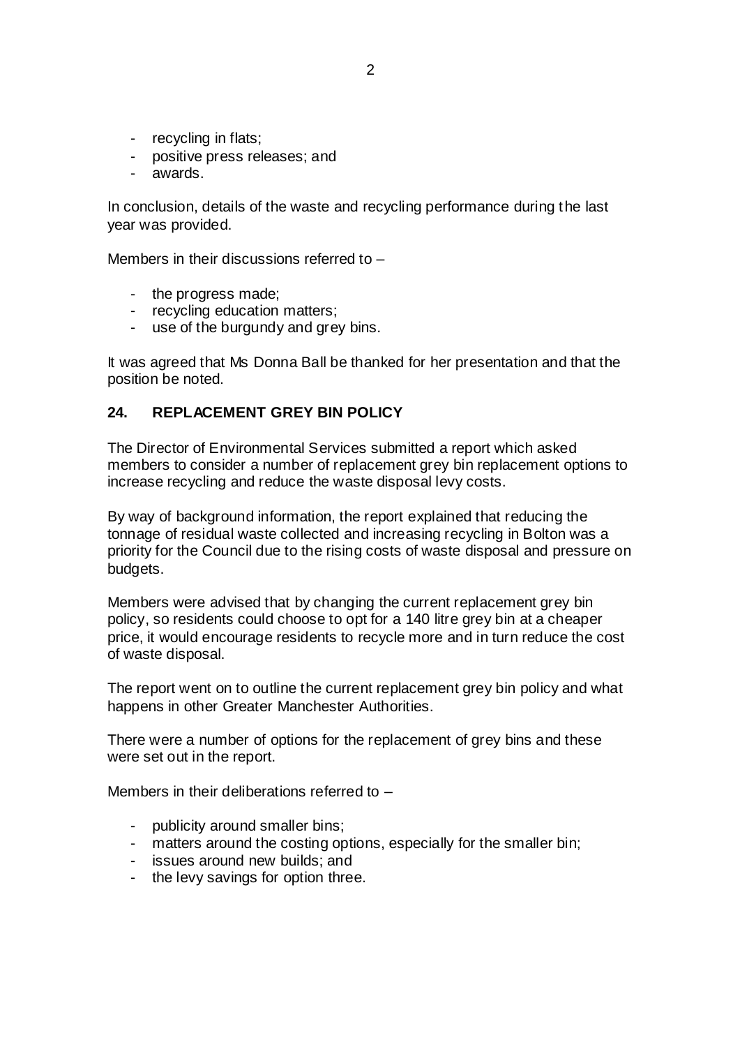- recycling in flats;
- positive press releases; and
- awards.

In conclusion, details of the waste and recycling performance during the last year was provided.

Members in their discussions referred to –

- the progress made;
- recycling education matters;
- use of the burgundy and grey bins.

It was agreed that Ms Donna Ball be thanked for her presentation and that the position be noted.

## 24. REPLACEMENT GREY BIN POLICY

The Director of Environmental Services submitted a report which asked members to consider a number of replacement grey bin replacement options to increase recycling and reduce the waste disposal levy costs.

By way of background information, the report explained that reducing the tonnage of residual waste collected and increasing recycling in Bolton was a priority for the Council due to the rising costs of waste disposal and pressure on budgets.

Members were advised that by changing the current replacement grey bin policy, so residents could choose to opt for a 140 litre grey bin at a cheaper price, it would encourage residents to recycle more and in turn reduce the cost of waste disposal.

The report went on to outline the current replacement grey bin policy and what happens in other Greater Manchester Authorities.

There were a number of options for the replacement of grey bins and these were set out in the report.

Members in their deliberations referred to –

- publicity around smaller bins;
- matters around the costing options, especially for the smaller bin;
- issues around new builds; and
- the levy savings for option three.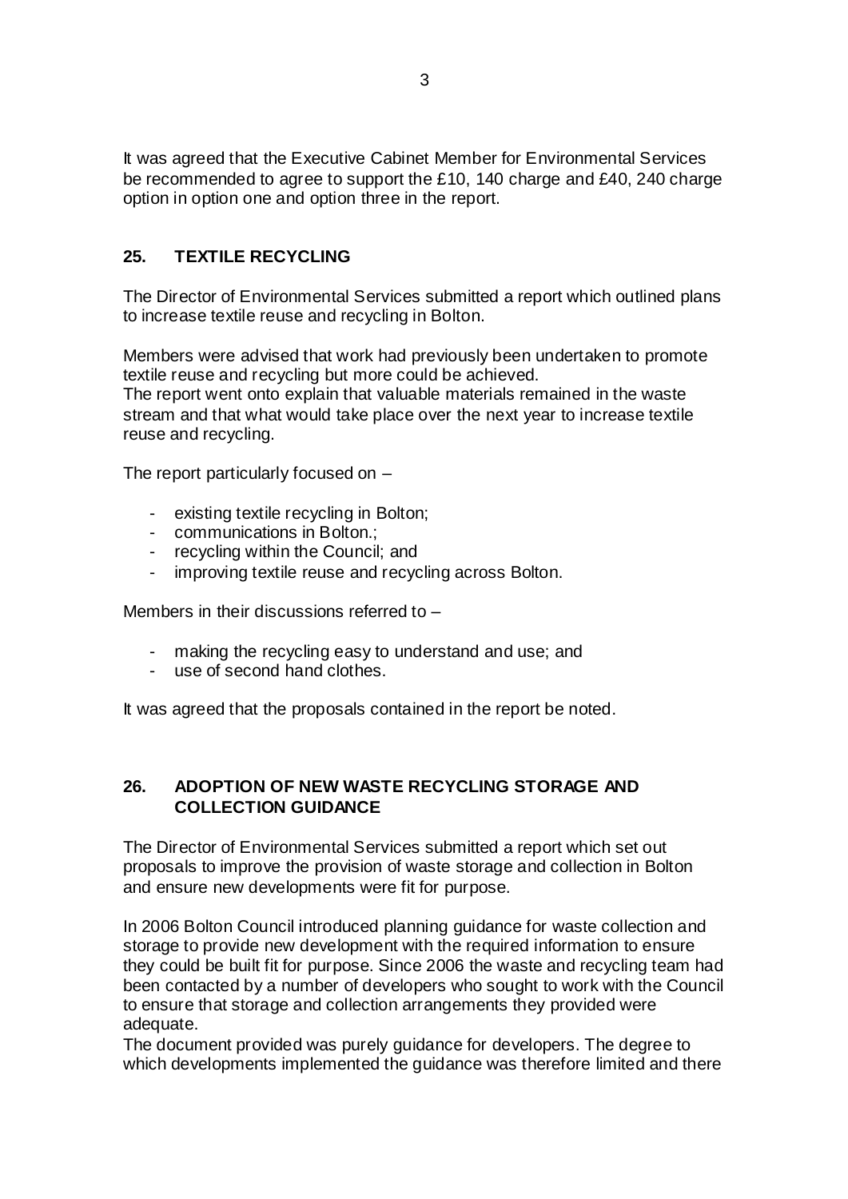It was agreed that the Executive Cabinet Member for Environmental Services be recommended to agree to support the £10, 140 charge and £40, 240 charge option in option one and option three in the report.

## 25. TEXTILE RECYCLING

The Director of Environmental Services submitted a report which outlined plans to increase textile reuse and recycling in Bolton.

Members were advised that work had previously been undertaken to promote textile reuse and recycling but more could be achieved.
The report went onto explain that valuable materials remained in the waste stream and that what would take place over the next year to increase textile reuse and recycling.

The report particularly focused on –

- existing textile recycling in Bolton;
- communications in Bolton.;
- recycling within the Council; and
- improving textile reuse and recycling across Bolton.

Members in their discussions referred to –

- making the recycling easy to understand and use; and
- use of second hand clothes.

It was agreed that the proposals contained in the report be noted.

## 26. ADOPTION OF NEW WASTE RECYCLING STORAGE AND COLLECTION GUIDANCE

The Director of Environmental Services submitted a report which set out proposals to improve the provision of waste storage and collection in Bolton and ensure new developments were fit for purpose.

In 2006 Bolton Council introduced planning guidance for waste collection and storage to provide new development with the required information to ensure they could be built fit for purpose. Since 2006 the waste and recycling team had been contacted by a number of developers who sought to work with the Council to ensure that storage and collection arrangements they provided were adequate.
The document provided was purely guidance for developers. The degree to which developments implemented the guidance was therefore limited and there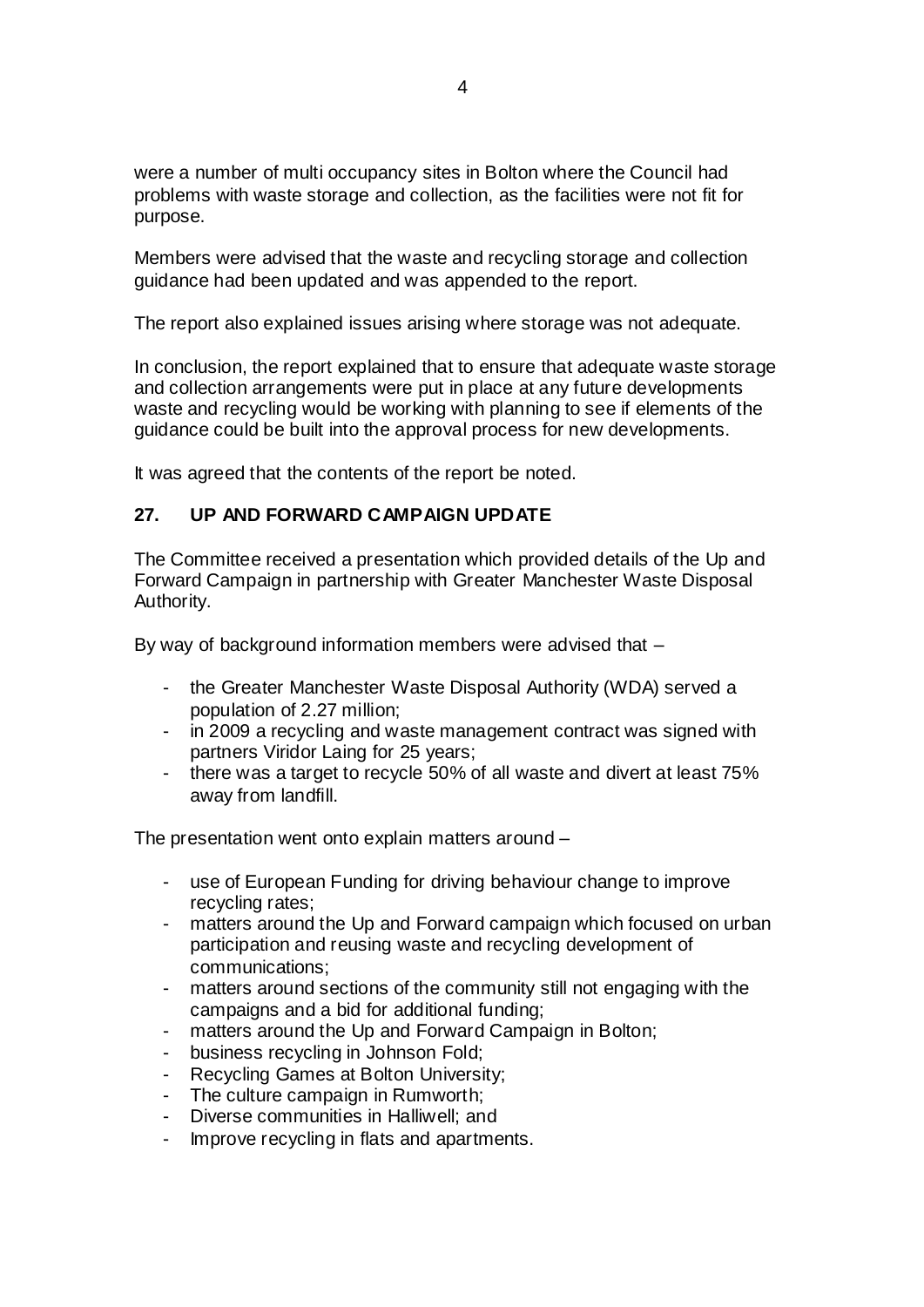were a number of multi occupancy sites in Bolton where the Council had problems with waste storage and collection, as the facilities were not fit for purpose.

Members were advised that the waste and recycling storage and collection guidance had been updated and was appended to the report.

The report also explained issues arising where storage was not adequate.

In conclusion, the report explained that to ensure that adequate waste storage and collection arrangements were put in place at any future developments waste and recycling would be working with planning to see if elements of the guidance could be built into the approval process for new developments.

It was agreed that the contents of the report be noted.

**27. UP AND FORWARD CAMPAIGN UPDATE**

The Committee received a presentation which provided details of the Up and Forward Campaign in partnership with Greater Manchester Waste Disposal Authority.

By way of background information members were advised that –

- the Greater Manchester Waste Disposal Authority (WDA) served a population of 2.27 million;
- in 2009 a recycling and waste management contract was signed with partners Viridor Laing for 25 years;
- there was a target to recycle 50% of all waste and divert at least 75% away from landfill.

The presentation went onto explain matters around –

- use of European Funding for driving behaviour change to improve recycling rates;
- matters around the Up and Forward campaign which focused on urban participation and reusing waste and recycling development of communications;
- matters around sections of the community still not engaging with the campaigns and a bid for additional funding;
- matters around the Up and Forward Campaign in Bolton;
- business recycling in Johnson Fold;
- Recycling Games at Bolton University;
- The culture campaign in Rumworth;
- Diverse communities in Halliwell; and
- Improve recycling in flats and apartments.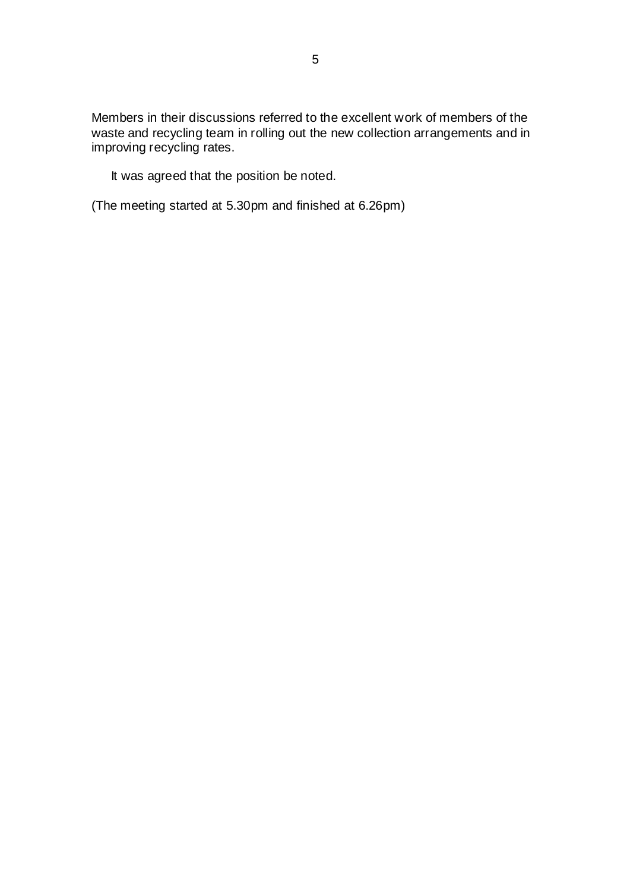Members in their discussions referred to the excellent work of members of the waste and recycling team in rolling out the new collection arrangements and in improving recycling rates.

It was agreed that the position be noted.

(The meeting started at 5.30pm and finished at 6.26pm)